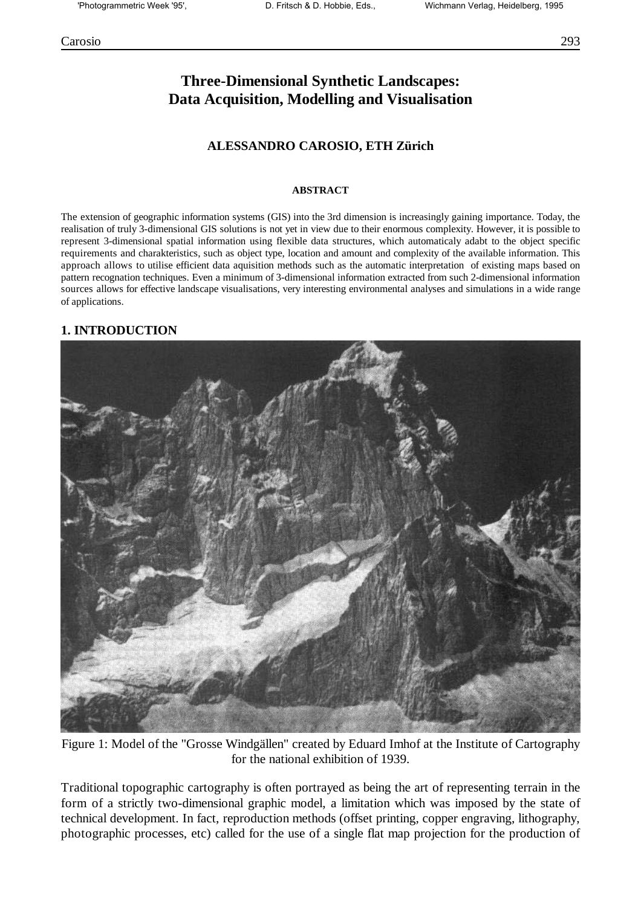# Three-Dimensional Synthetic Landscapes: Data Acquisition, Modelling and Visualisation

**ALESSANDRO CAROSIO, ETH Zürich**

**ABSTRACT**

The extension of geographic information systems (GIS) into the 3rd dimension is increasingly gaining importance. Today, the realisation of truly 3-dimensional GIS solutions is not yet in view due to their enormous complexity. However, it is possible to represent 3-dimensional spatial information using flexible data structures, which automaticaly adabt to the object specific requirements and charakteristics, such as object type, location and amount and complexity of the available information. This approach allows to utilise efficient data aquisition methods such as the automatic interpretation of existing maps based on pattern recognation techniques. Even a minimum of 3-dimensional information extracted from such 2-dimensional information sources allows for effective landscape visualisations, very interesting environmental analyses and simulations in a wide range of applications.

## 1. INTRODUCTION

Figure 1: Model of the "Grosse Windgällen" created by Eduard Imhof at the Institute of Cartography for the national exhibition of 1939.

Traditional topographic cartography is often portrayed as being the art of representing terrain in the form of a strictly two-dimensional graphic model, a limitation which was imposed by the state of technical development. In fact, reproduction methods (offset printing, copper engraving, lithography, photographic processes, etc) called for the use of a single flat map projection for the production of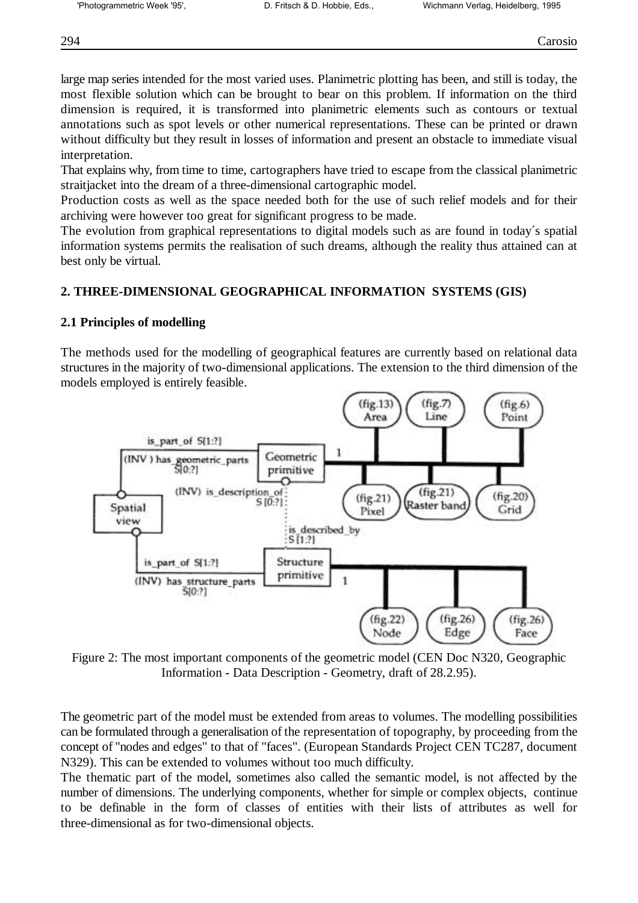large map series intended for the most varied uses. Planimetric plotting has been, and still is today, the most flexible solution which can be brought to bear on this problem. If information on the third dimension is required, it is transformed into planimetric elements such as contours or textual annotations such as spot levels or other numerical representations. These can be printed or drawn without difficulty but they result in losses of information and present an obstacle to immediate visual interpretation.

That explains why, from time to time, cartographers have tried to escape from the classical planimetric straitjacket into the dream of a three-dimensional cartographic model.

Production costs as well as the space needed both for the use of such relief models and for their archiving were however too great for significant progress to be made.

The evolution from graphical representations to digital models such as are found in today´s spatial information systems permits the realisation of such dreams, although the reality thus attained can at best only be virtual.

## 2. THREE-DIMENSIONAL GEOGRAPHICAL INFORMATION SYSTEMS (GIS)

### 2.1 Principles of modelling

The methods used for the modelling of geographical features are currently based on relational data structures in the majority of two-dimensional applications. The extension to the third dimension of the models employed is entirely feasible.

(fig.13) Area
(fig.7) Line
(fig.6) Point
is_part_of S[1:?]
(INV) has_geometric_parts S[0:?]
Geometric primitive
1
(INV) is_description_of S[0:?]
Spatial view
(fig.21) Pixel
(fig.21) Raster band
(fig.20) Grid
is_described_by S[1:?]
is_part_of S[1:?]
(INV) has_structure_parts S[0:?]
Structure primitive
1
(fig.22) Node
(fig.26) Edge
(fig.26) Face

Figure 2: The most important components of the geometric model (CEN Doc N320, Geographic Information - Data Description - Geometry, draft of 28.2.95).

The geometric part of the model must be extended from areas to volumes. The modelling possibilities can be formulated through a generalisation of the representation of topography, by proceeding from the concept of "nodes and edges" to that of "faces". (European Standards Project CEN TC287, document N329). This can be extended to volumes without too much difficulty.

The thematic part of the model, sometimes also called the semantic model, is not affected by the number of dimensions. The underlying components, whether for simple or complex objects, continue to be definable in the form of classes of entities with their lists of attributes as well for three-dimensional as for two-dimensional objects.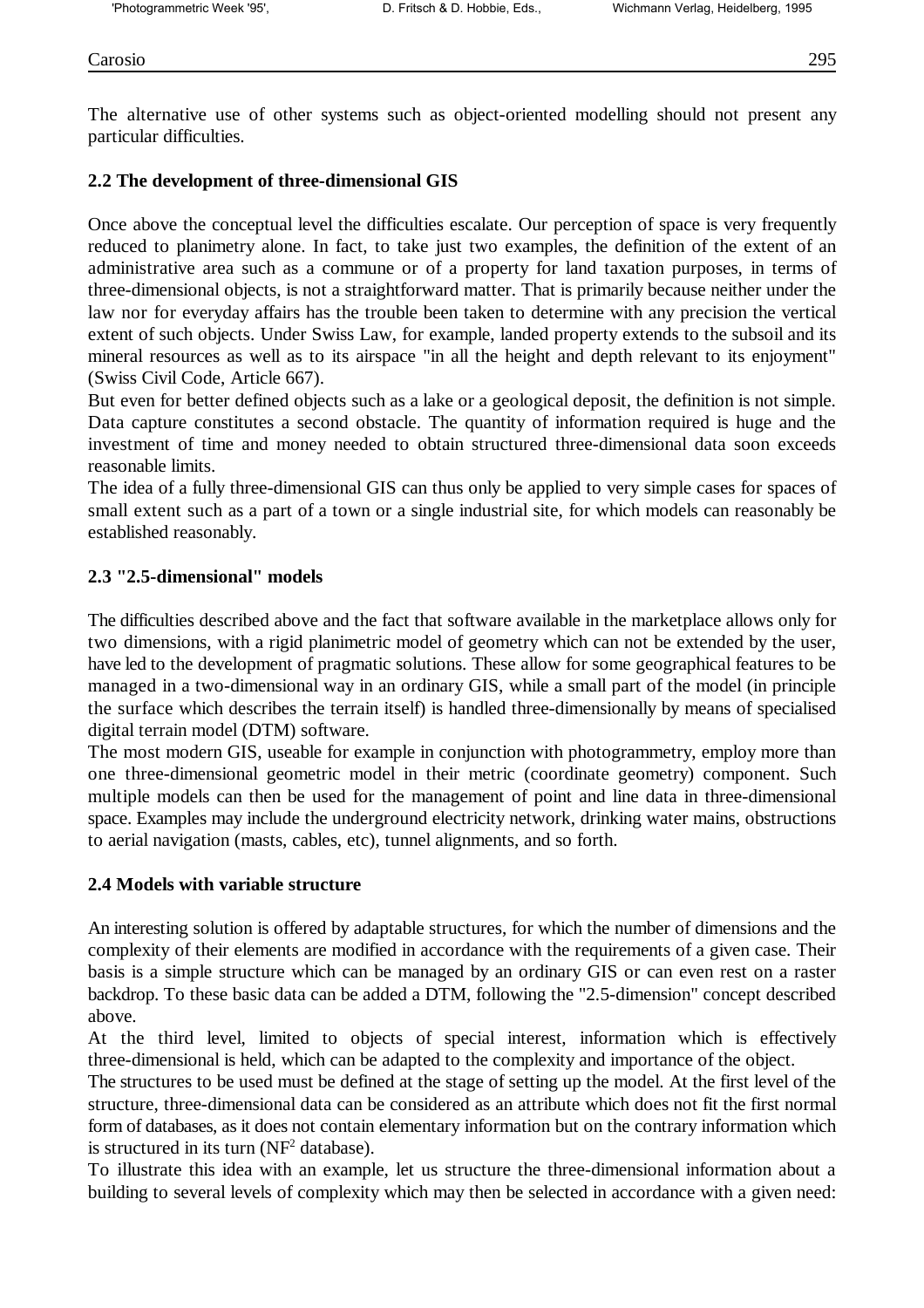The alternative use of other systems such as object-oriented modelling should not present any particular difficulties.

### 2.2 The development of three-dimensional GIS

Once above the conceptual level the difficulties escalate. Our perception of space is very frequently reduced to planimetry alone. In fact, to take just two examples, the definition of the extent of an administrative area such as a commune or of a property for land taxation purposes, in terms of three-dimensional objects, is not a straightforward matter. That is primarily because neither under the law nor for everyday affairs has the trouble been taken to determine with any precision the vertical extent of such objects. Under Swiss Law, for example, landed property extends to the subsoil and its mineral resources as well as to its airspace "in all the height and depth relevant to its enjoyment" (Swiss Civil Code, Article 667).

But even for better defined objects such as a lake or a geological deposit, the definition is not simple. Data capture constitutes a second obstacle. The quantity of information required is huge and the investment of time and money needed to obtain structured three-dimensional data soon exceeds reasonable limits.

The idea of a fully three-dimensional GIS can thus only be applied to very simple cases for spaces of small extent such as a part of a town or a single industrial site, for which models can reasonably be established reasonably.

### 2.3 "2.5-dimensional" models

The difficulties described above and the fact that software available in the marketplace allows only for two dimensions, with a rigid planimetric model of geometry which can not be extended by the user, have led to the development of pragmatic solutions. These allow for some geographical features to be managed in a two-dimensional way in an ordinary GIS, while a small part of the model (in principle the surface which describes the terrain itself) is handled three-dimensionally by means of specialised digital terrain model (DTM) software.

The most modern GIS, useable for example in conjunction with photogrammetry, employ more than one three-dimensional geometric model in their metric (coordinate geometry) component. Such multiple models can then be used for the management of point and line data in three-dimensional space. Examples may include the underground electricity network, drinking water mains, obstructions to aerial navigation (masts, cables, etc), tunnel alignments, and so forth.

### 2.4 Models with variable structure

An interesting solution is offered by adaptable structures, for which the number of dimensions and the complexity of their elements are modified in accordance with the requirements of a given case. Their basis is a simple structure which can be managed by an ordinary GIS or can even rest on a raster backdrop. To these basic data can be added a DTM, following the "2.5-dimension" concept described above.

At the third level, limited to objects of special interest, information which is effectively three-dimensional is held, which can be adapted to the complexity and importance of the object.

The structures to be used must be defined at the stage of setting up the model. At the first level of the structure, three-dimensional data can be considered as an attribute which does not fit the first normal form of databases, as it does not contain elementary information but on the contrary information which is structured in its turn ($NF^2$ database).

To illustrate this idea with an example, let us structure the three-dimensional information about a building to several levels of complexity which may then be selected in accordance with a given need: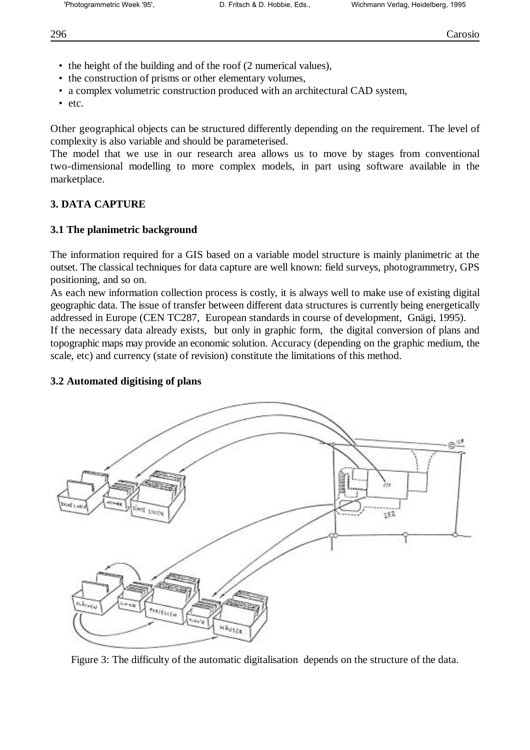- the height of the building and of the roof (2 numerical values),
- the construction of prisms or other elementary volumes,
- a complex volumetric construction produced with an architectural CAD system,
- etc.

Other geographical objects can be structured differently depending on the requirement. The level of complexity is also variable and should be parameterised.

The model that we use in our research area allows us to move by stages from conventional two-dimensional modelling to more complex models, in part using software available in the marketplace.

## 3. DATA CAPTURE

### 3.1 The planimetric background

The information required for a GIS based on a variable model structure is mainly planimetric at the outset. The classical techniques for data capture are well known: field surveys, photogrammetry, GPS positioning, and so on.

As each new information collection process is costly, it is always well to make use of existing digital geographic data. The issue of transfer between different data structures is currently being energetically addressed in Europe (CEN TC287, European standards in course of development, Gnägi, 1995).

If the necessary data already exists, but only in graphic form, the digital conversion of plans and topographic maps may provide an economic solution. Accuracy (depending on the graphic medium, the scale, etc) and currency (state of revision) constitute the limitations of this method.

### 3.2 Automated digitising of plans

Figure 3: The difficulty of the automatic digitalisation depends on the structure of the data.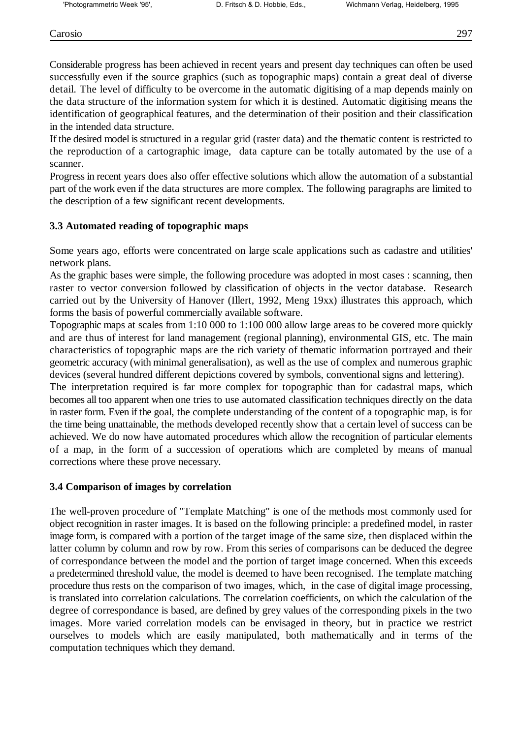Considerable progress has been achieved in recent years and present day techniques can often be used successfully even if the source graphics (such as topographic maps) contain a great deal of diverse detail. The level of difficulty to be overcome in the automatic digitising of a map depends mainly on the data structure of the information system for which it is destined. Automatic digitising means the identification of geographical features, and the determination of their position and their classification in the intended data structure.

If the desired model is structured in a regular grid (raster data) and the thematic content is restricted to the reproduction of a cartographic image, data capture can be totally automated by the use of a scanner.

Progress in recent years does also offer effective solutions which allow the automation of a substantial part of the work even if the data structures are more complex. The following paragraphs are limited to the description of a few significant recent developments.

### 3.3 Automated reading of topographic maps

Some years ago, efforts were concentrated on large scale applications such as cadastre and utilities' network plans.

As the graphic bases were simple, the following procedure was adopted in most cases : scanning, then raster to vector conversion followed by classification of objects in the vector database. Research carried out by the University of Hanover (Illert, 1992, Meng 19xx) illustrates this approach, which forms the basis of powerful commercially available software.

Topographic maps at scales from 1:10 000 to 1:100 000 allow large areas to be covered more quickly and are thus of interest for land management (regional planning), environmental GIS, etc. The main characteristics of topographic maps are the rich variety of thematic information portrayed and their geometric accuracy (with minimal generalisation), as well as the use of complex and numerous graphic devices (several hundred different depictions covered by symbols, conventional signs and lettering).

The interpretation required is far more complex for topographic than for cadastral maps, which becomes all too apparent when one tries to use automated classification techniques directly on the data in raster form. Even if the goal, the complete understanding of the content of a topographic map, is for the time being unattainable, the methods developed recently show that a certain level of success can be achieved. We do now have automated procedures which allow the recognition of particular elements of a map, in the form of a succession of operations which are completed by means of manual corrections where these prove necessary.

### 3.4 Comparison of images by correlation

The well-proven procedure of "Template Matching" is one of the methods most commonly used for object recognition in raster images. It is based on the following principle: a predefined model, in raster image form, is compared with a portion of the target image of the same size, then displaced within the latter column by column and row by row. From this series of comparisons can be deduced the degree of correspondance between the model and the portion of target image concerned. When this exceeds a predetermined threshold value, the model is deemed to have been recognised. The template matching procedure thus rests on the comparison of two images, which, in the case of digital image processing, is translated into correlation calculations. The correlation coefficients, on which the calculation of the degree of correspondance is based, are defined by grey values of the corresponding pixels in the two images. More varied correlation models can be envisaged in theory, but in practice we restrict ourselves to models which are easily manipulated, both mathematically and in terms of the computation techniques which they demand.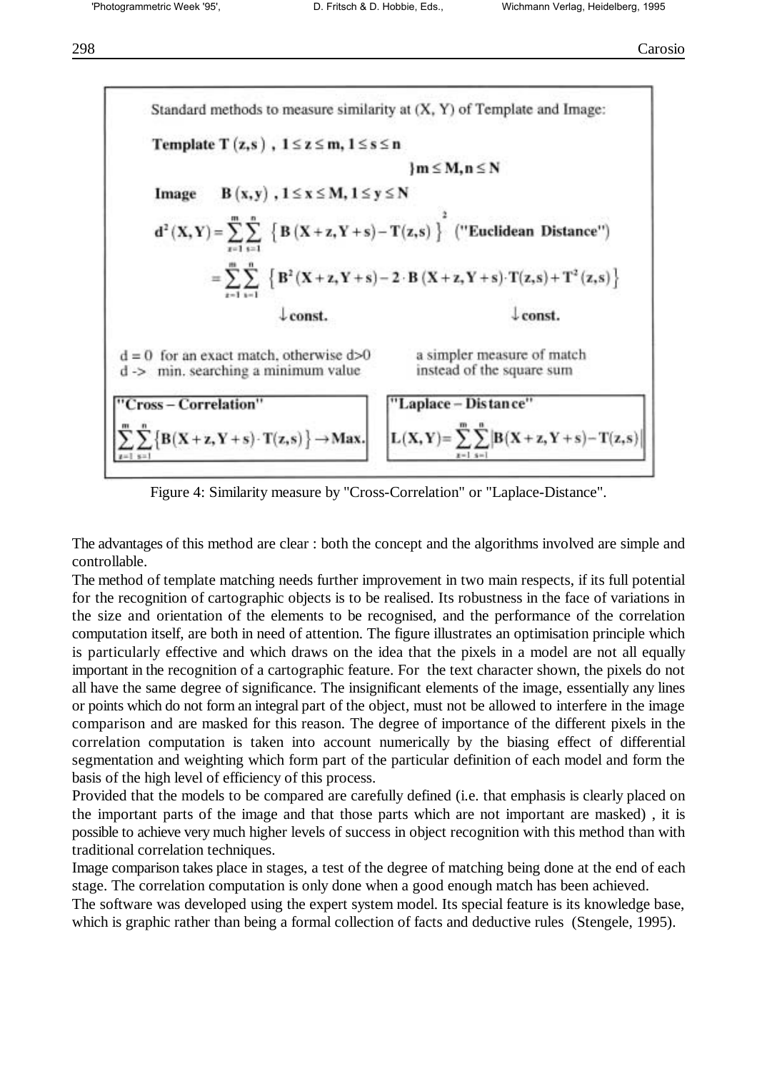Standard methods to measure similarity at (X, Y) of Template and Image:

**Template** $\mathbf{T(z,s)}$ , $1 \le z \le m, 1 \le s \le n$

$\} m \le M, n \le N$

**Image** $B(x,y)$ , $1 \le x \le M, 1 \le y \le N$

$$d^2(X,Y) = \sum_{z=1}^{m}\sum_{s=1}^{n} \{B(X+z,Y+s) - T(z,s)\}^2 \quad \text{("Euclidean Distance")}$$

$$= \sum_{z=1}^{m}\sum_{s=1}^{n} \{B^2(X+z,Y+s) - 2 \cdot B(X+z,Y+s) \cdot T(z,s) + T^2(z,s)\}$$

↓const. ↓const.

d = 0 for an exact match, otherwise d>0
d -> min. searching a minimum value

a simpler measure of match instead of the square sum

**"Cross – Correlation"**

$$\sum_{z=1}^{m}\sum_{s=1}^{n} \{B(X+z,Y+s) \cdot T(z,s)\} \rightarrow \text{Max.}$$

**"Laplace – Distance"**

$$L(X,Y) = \sum_{z=1}^{m}\sum_{s=1}^{n} |B(X+z,Y+s) - T(z,s)|$$

Figure 4: Similarity measure by "Cross-Correlation" or "Laplace-Distance".

The advantages of this method are clear : both the concept and the algorithms involved are simple and controllable.

The method of template matching needs further improvement in two main respects, if its full potential for the recognition of cartographic objects is to be realised. Its robustness in the face of variations in the size and orientation of the elements to be recognised, and the performance of the correlation computation itself, are both in need of attention. The figure illustrates an optimisation principle which is particularly effective and which draws on the idea that the pixels in a model are not all equally important in the recognition of a cartographic feature. For the text character shown, the pixels do not all have the same degree of significance. The insignificant elements of the image, essentially any lines or points which do not form an integral part of the object, must not be allowed to interfere in the image comparison and are masked for this reason. The degree of importance of the different pixels in the correlation computation is taken into account numerically by the biasing effect of differential segmentation and weighting which form part of the particular definition of each model and form the basis of the high level of efficiency of this process.

Provided that the models to be compared are carefully defined (i.e. that emphasis is clearly placed on the important parts of the image and that those parts which are not important are masked) , it is possible to achieve very much higher levels of success in object recognition with this method than with traditional correlation techniques.

Image comparison takes place in stages, a test of the degree of matching being done at the end of each stage. The correlation computation is only done when a good enough match has been achieved.

The software was developed using the expert system model. Its special feature is its knowledge base, which is graphic rather than being a formal collection of facts and deductive rules (Stengele, 1995).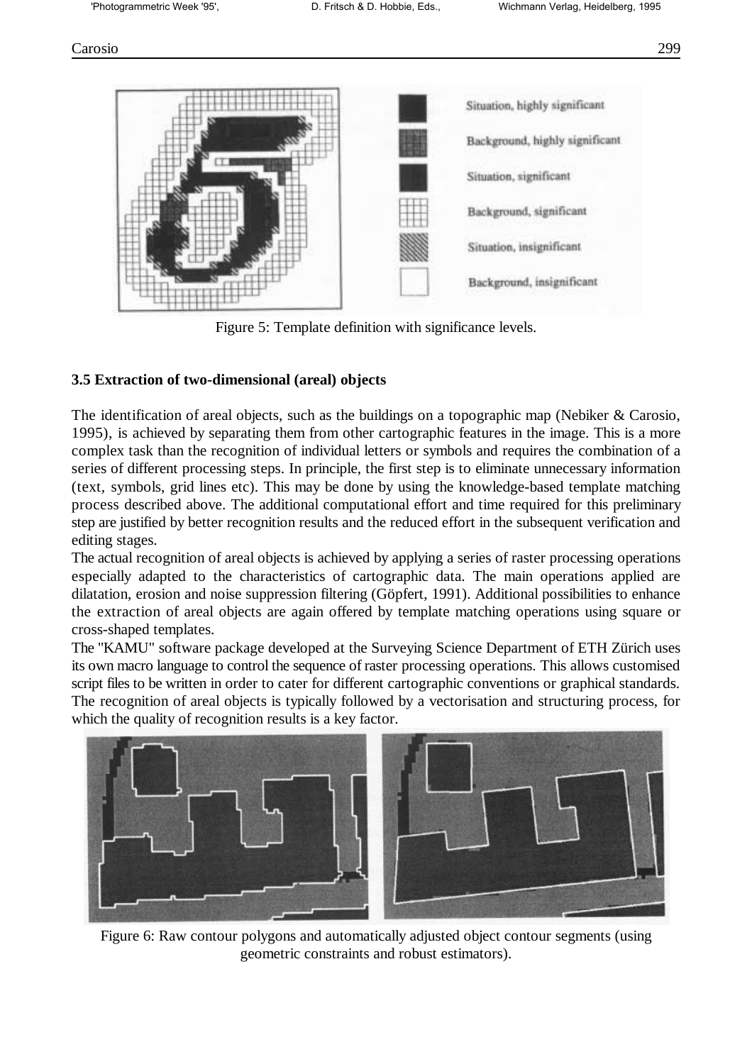Situation, highly significant

Background, highly significant

Situation, significant

Background, significant

Situation, insignificant

Background, insignificant

Figure 5: Template definition with significance levels.

### 3.5 Extraction of two-dimensional (areal) objects

The identification of areal objects, such as the buildings on a topographic map (Nebiker & Carosio, 1995), is achieved by separating them from other cartographic features in the image. This is a more complex task than the recognition of individual letters or symbols and requires the combination of a series of different processing steps. In principle, the first step is to eliminate unnecessary information (text, symbols, grid lines etc). This may be done by using the knowledge-based template matching process described above. The additional computational effort and time required for this preliminary step are justified by better recognition results and the reduced effort in the subsequent verification and editing stages.

The actual recognition of areal objects is achieved by applying a series of raster processing operations especially adapted to the characteristics of cartographic data. The main operations applied are dilatation, erosion and noise suppression filtering (Göpfert, 1991). Additional possibilities to enhance the extraction of areal objects are again offered by template matching operations using square or cross-shaped templates.

The "KAMU" software package developed at the Surveying Science Department of ETH Zürich uses its own macro language to control the sequence of raster processing operations. This allows customised script files to be written in order to cater for different cartographic conventions or graphical standards. The recognition of areal objects is typically followed by a vectorisation and structuring process, for which the quality of recognition results is a key factor.

Figure 6: Raw contour polygons and automatically adjusted object contour segments (using geometric constraints and robust estimators).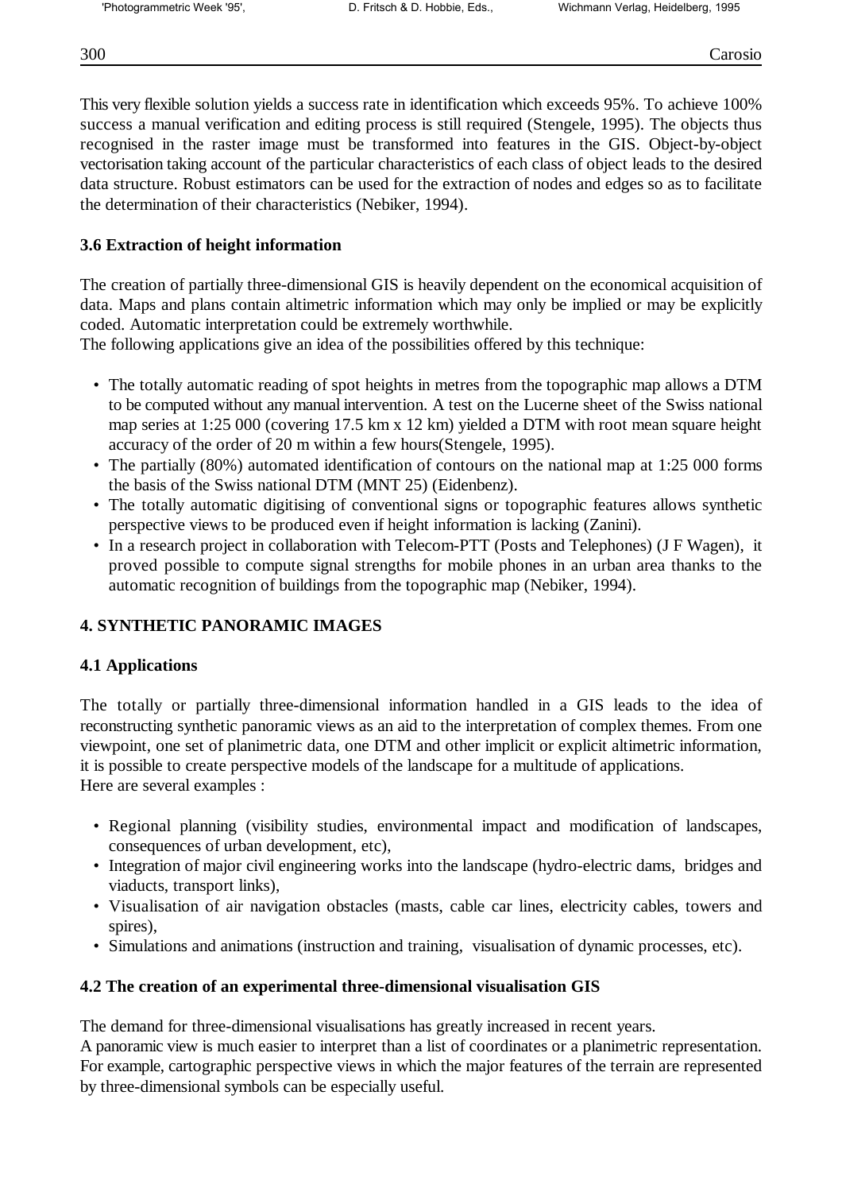This very flexible solution yields a success rate in identification which exceeds 95%. To achieve 100% success a manual verification and editing process is still required (Stengele, 1995). The objects thus recognised in the raster image must be transformed into features in the GIS. Object-by-object vectorisation taking account of the particular characteristics of each class of object leads to the desired data structure. Robust estimators can be used for the extraction of nodes and edges so as to facilitate the determination of their characteristics (Nebiker, 1994).

### 3.6 Extraction of height information

The creation of partially three-dimensional GIS is heavily dependent on the economical acquisition of data. Maps and plans contain altimetric information which may only be implied or may be explicitly coded. Automatic interpretation could be extremely worthwhile.
The following applications give an idea of the possibilities offered by this technique:

- The totally automatic reading of spot heights in metres from the topographic map allows a DTM to be computed without any manual intervention. A test on the Lucerne sheet of the Swiss national map series at 1:25 000 (covering 17.5 km x 12 km) yielded a DTM with root mean square height accuracy of the order of 20 m within a few hours(Stengele, 1995).
- The partially (80%) automated identification of contours on the national map at 1:25 000 forms the basis of the Swiss national DTM (MNT 25) (Eidenbenz).
- The totally automatic digitising of conventional signs or topographic features allows synthetic perspective views to be produced even if height information is lacking (Zanini).
- In a research project in collaboration with Telecom-PTT (Posts and Telephones) (J F Wagen), it proved possible to compute signal strengths for mobile phones in an urban area thanks to the automatic recognition of buildings from the topographic map (Nebiker, 1994).

## 4. SYNTHETIC PANORAMIC IMAGES

### 4.1 Applications

The totally or partially three-dimensional information handled in a GIS leads to the idea of reconstructing synthetic panoramic views as an aid to the interpretation of complex themes. From one viewpoint, one set of planimetric data, one DTM and other implicit or explicit altimetric information, it is possible to create perspective models of the landscape for a multitude of applications.
Here are several examples :

- Regional planning (visibility studies, environmental impact and modification of landscapes, consequences of urban development, etc),
- Integration of major civil engineering works into the landscape (hydro-electric dams, bridges and viaducts, transport links),
- Visualisation of air navigation obstacles (masts, cable car lines, electricity cables, towers and spires),
- Simulations and animations (instruction and training, visualisation of dynamic processes, etc).

### 4.2 The creation of an experimental three-dimensional visualisation GIS

The demand for three-dimensional visualisations has greatly increased in recent years.
A panoramic view is much easier to interpret than a list of coordinates or a planimetric representation. For example, cartographic perspective views in which the major features of the terrain are represented by three-dimensional symbols can be especially useful.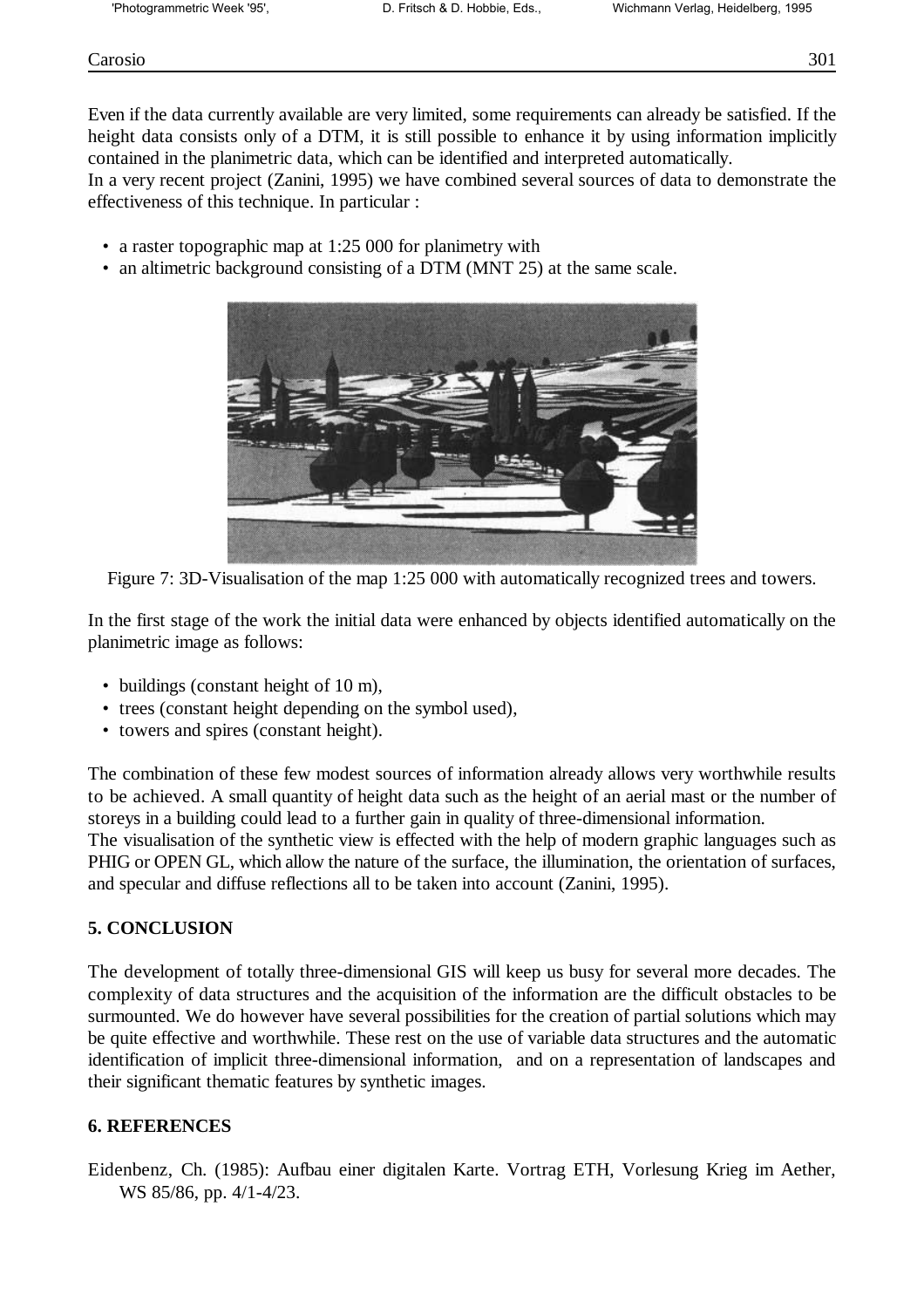Even if the data currently available are very limited, some requirements can already be satisfied. If the height data consists only of a DTM, it is still possible to enhance it by using information implicitly contained in the planimetric data, which can be identified and interpreted automatically.
In a very recent project (Zanini, 1995) we have combined several sources of data to demonstrate the effectiveness of this technique. In particular :

- a raster topographic map at 1:25 000 for planimetry with
- an altimetric background consisting of a DTM (MNT 25) at the same scale.

Figure 7: 3D-Visualisation of the map 1:25 000 with automatically recognized trees and towers.

In the first stage of the work the initial data were enhanced by objects identified automatically on the planimetric image as follows:

- buildings (constant height of 10 m),
- trees (constant height depending on the symbol used),
- towers and spires (constant height).

The combination of these few modest sources of information already allows very worthwhile results to be achieved. A small quantity of height data such as the height of an aerial mast or the number of storeys in a building could lead to a further gain in quality of three-dimensional information.
The visualisation of the synthetic view is effected with the help of modern graphic languages such as PHIG or OPEN GL, which allow the nature of the surface, the illumination, the orientation of surfaces, and specular and diffuse reflections all to be taken into account (Zanini, 1995).

## 5. CONCLUSION

The development of totally three-dimensional GIS will keep us busy for several more decades. The complexity of data structures and the acquisition of the information are the difficult obstacles to be surmounted. We do however have several possibilities for the creation of partial solutions which may be quite effective and worthwhile. These rest on the use of variable data structures and the automatic identification of implicit three-dimensional information, and on a representation of landscapes and their significant thematic features by synthetic images.

## 6. REFERENCES

Eidenbenz, Ch. (1985): Aufbau einer digitalen Karte. Vortrag ETH, Vorlesung Krieg im Aether, WS 85/86, pp. 4/1-4/23.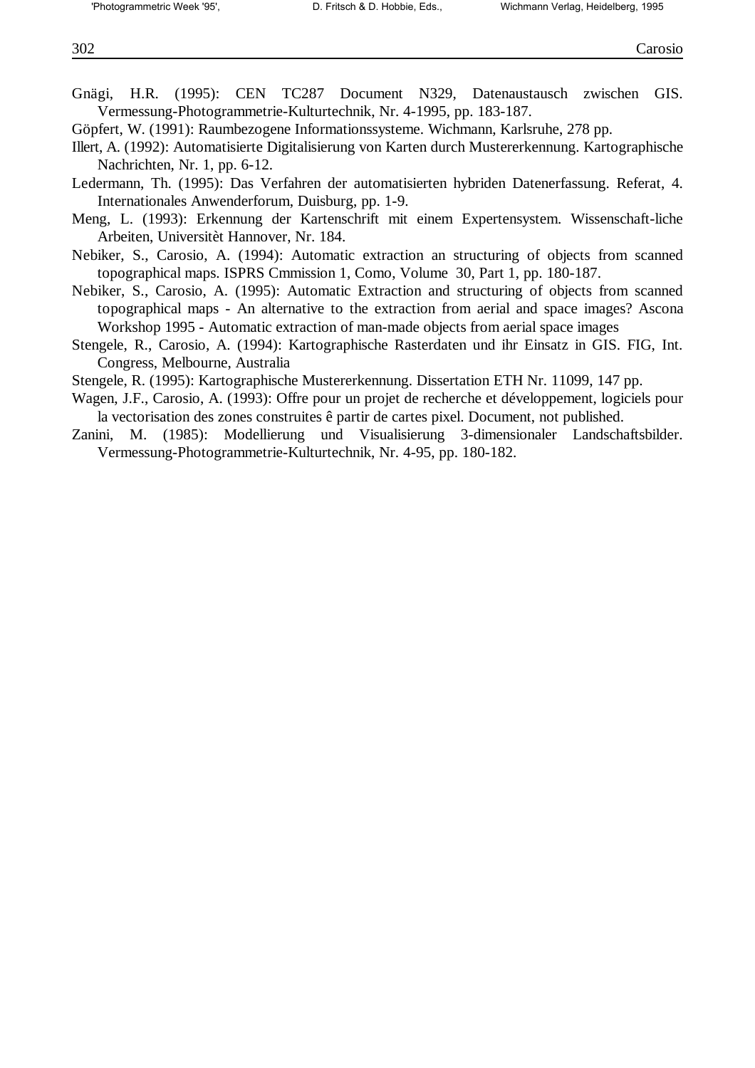Gnägi, H.R. (1995): CEN TC287 Document N329, Datenaustausch zwischen GIS. Vermessung-Photogrammetrie-Kulturtechnik, Nr. 4-1995, pp. 183-187.

Göpfert, W. (1991): Raumbezogene Informationssysteme. Wichmann, Karlsruhe, 278 pp.

Illert, A. (1992): Automatisierte Digitalisierung von Karten durch Mustererkennung. Kartographische Nachrichten, Nr. 1, pp. 6-12.

Ledermann, Th. (1995): Das Verfahren der automatisierten hybriden Datenerfassung. Referat, 4. Internationales Anwenderforum, Duisburg, pp. 1-9.

Meng, L. (1993): Erkennung der Kartenschrift mit einem Expertensystem. Wissenschaft-liche Arbeiten, Universitèt Hannover, Nr. 184.

Nebiker, S., Carosio, A. (1994): Automatic extraction an structuring of objects from scanned topographical maps. ISPRS Cmmission 1, Como, Volume 30, Part 1, pp. 180-187.

Nebiker, S., Carosio, A. (1995): Automatic Extraction and structuring of objects from scanned topographical maps - An alternative to the extraction from aerial and space images? Ascona Workshop 1995 - Automatic extraction of man-made objects from aerial space images

Stengele, R., Carosio, A. (1994): Kartographische Rasterdaten und ihr Einsatz in GIS. FIG, Int. Congress, Melbourne, Australia

Stengele, R. (1995): Kartographische Mustererkennung. Dissertation ETH Nr. 11099, 147 pp.

Wagen, J.F., Carosio, A. (1993): Offre pour un projet de recherche et développement, logiciels pour la vectorisation des zones construites ê partir de cartes pixel. Document, not published.

Zanini, M. (1985): Modellierung und Visualisierung 3-dimensionaler Landschaftsbilder. Vermessung-Photogrammetrie-Kulturtechnik, Nr. 4-95, pp. 180-182.